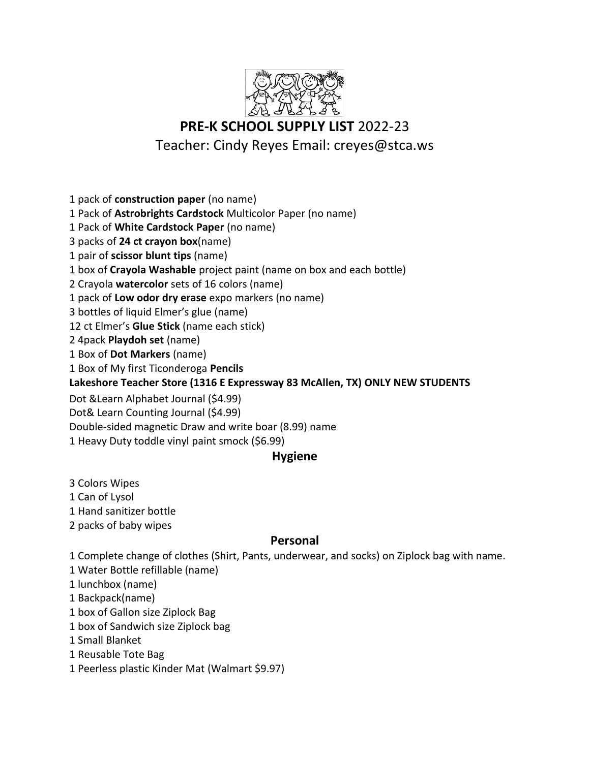# **PRE-K SCHOOL SUPPLY LIST** 2022-23

Teacher: Cindy Reyes Email: creyes@stca.ws

1 pack of **construction paper** (no name)
1 Pack of **Astrobrights Cardstock** Multicolor Paper (no name)
1 Pack of **White Cardstock Paper** (no name)
3 packs of **24 ct crayon box**(name)
1 pair of **scissor blunt tips** (name)
1 box of **Crayola Washable** project paint (name on box and each bottle)
2 Crayola **watercolor** sets of 16 colors (name)
1 pack of **Low odor dry erase** expo markers (no name)
3 bottles of liquid Elmer's glue (name)
12 ct Elmer's **Glue Stick** (name each stick)
2 4pack **Playdoh set** (name)
1 Box of **Dot Markers** (name)
1 Box of My first Ticonderoga **Pencils**

**Lakeshore Teacher Store (1316 E Expressway 83 McAllen, TX) ONLY NEW STUDENTS**

Dot &Learn Alphabet Journal ($4.99)
Dot& Learn Counting Journal ($4.99)
Double-sided magnetic Draw and write boar (8.99) name
1 Heavy Duty toddle vinyl paint smock ($6.99)

## **Hygiene**

3 Colors Wipes
1 Can of Lysol
1 Hand sanitizer bottle
2 packs of baby wipes

## **Personal**

1 Complete change of clothes (Shirt, Pants, underwear, and socks) on Ziplock bag with name.
1 Water Bottle refillable (name)
1 lunchbox (name)
1 Backpack(name)
1 box of Gallon size Ziplock Bag
1 box of Sandwich size Ziplock bag
1 Small Blanket
1 Reusable Tote Bag
1 Peerless plastic Kinder Mat (Walmart $9.97)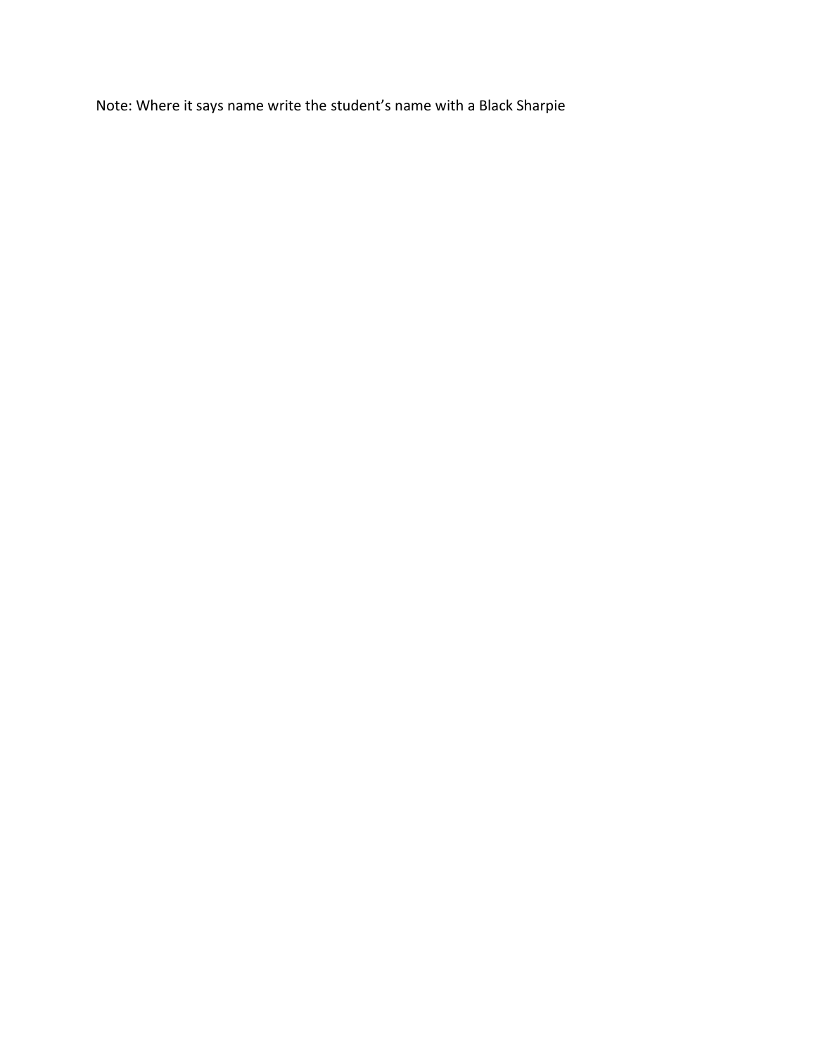Note: Where it says name write the student's name with a Black Sharpie